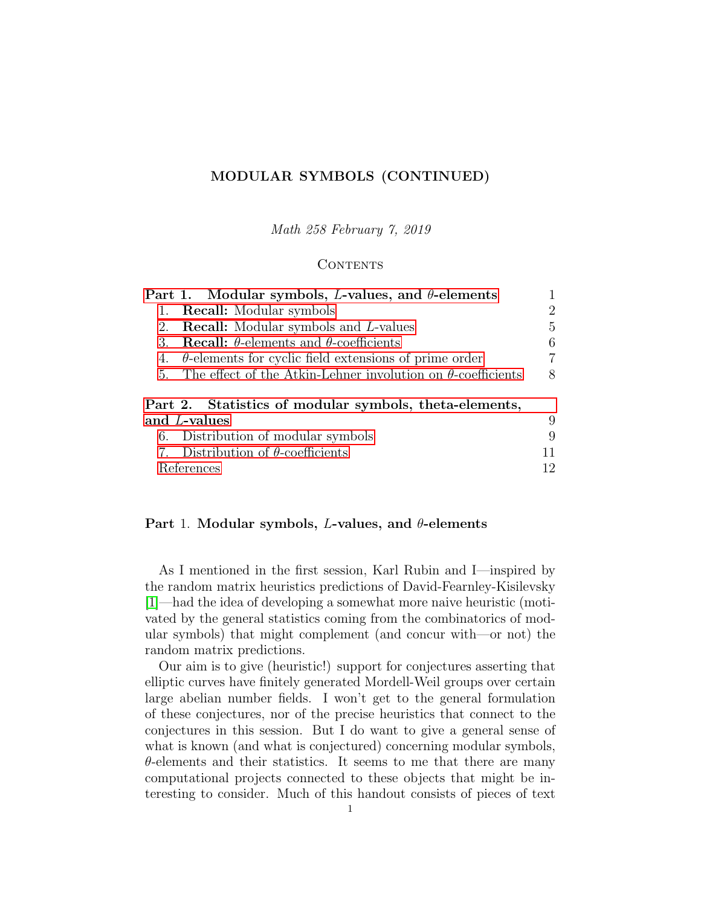# MODULAR SYMBOLS (CONTINUED)

*Math 258 February 7, 2019*

## Contents

| | |
|---|---|
| **Part 1. Modular symbols, $L$-values, and $\theta$-elements** | 1 |
| 1. **Recall:** Modular symbols | 2 |
| 2. **Recall:** Modular symbols and $L$-values | 5 |
| 3. **Recall:** $\theta$-elements and $\theta$-coefficients | 6 |
| 4. $\theta$-elements for cyclic field extensions of prime order | 7 |
| 5. The effect of the Atkin-Lehner involution on $\theta$-coefficients | 8 |
| **Part 2. Statistics of modular symbols, theta-elements, and $L$-values** | 9 |
| 6. Distribution of modular symbols | 9 |
| 7. Distribution of $\theta$-coefficients | 11 |
| References | 12 |

# Part 1. Modular symbols, $L$-values, and $\theta$-elements

As I mentioned in the first session, Karl Rubin and I—inspired by the random matrix heuristics predictions of David-Fearnley-Kisilevsky [1]—had the idea of developing a somewhat more naive heuristic (motivated by the general statistics coming from the combinatorics of modular symbols) that might complement (and concur with—or not) the random matrix predictions.

Our aim is to give (heuristic!) support for conjectures asserting that elliptic curves have finitely generated Mordell-Weil groups over certain large abelian number fields. I won't get to the general formulation of these conjectures, nor of the precise heuristics that connect to the conjectures in this session. But I do want to give a general sense of what is known (and what is conjectured) concerning modular symbols, $\theta$-elements and their statistics. It seems to me that there are many computational projects connected to these objects that might be interesting to consider. Much of this handout consists of pieces of text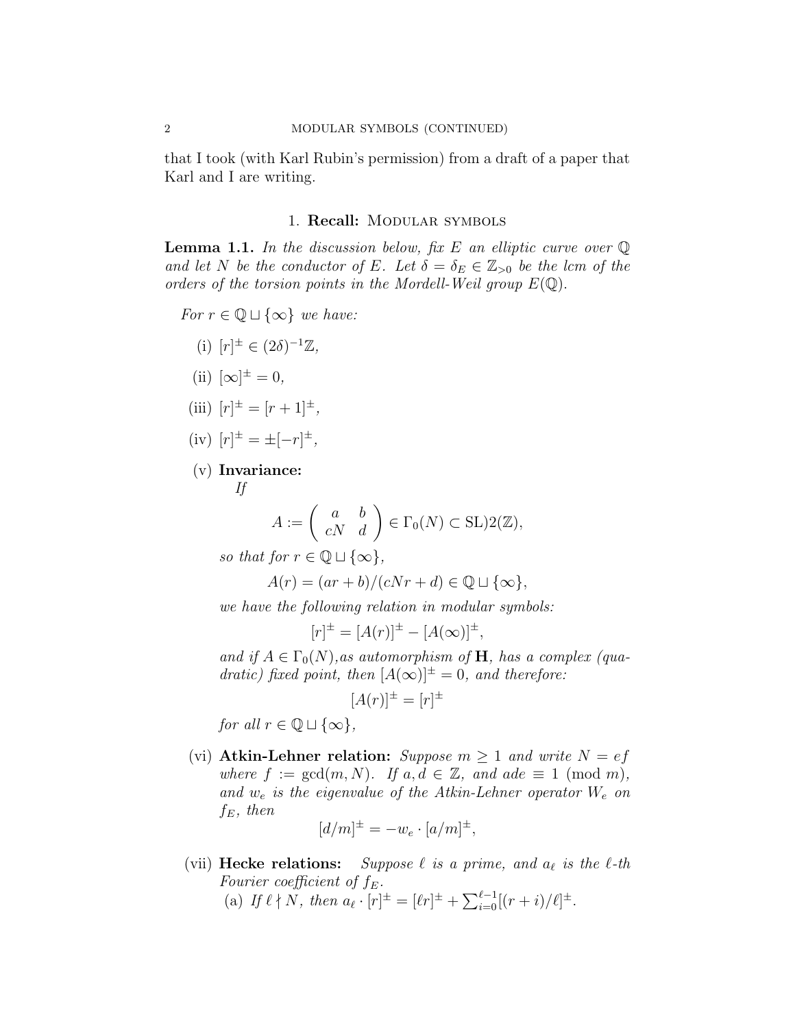that I took (with Karl Rubin's permission) from a draft of a paper that Karl and I are writing.

## 1. **Recall:** Modular symbols

**Lemma 1.1.** *In the discussion below, fix $E$ an elliptic curve over $\mathbb{Q}$ and let $N$ be the conductor of $E$. Let $\delta = \delta_E \in \mathbb{Z}_{>0}$ be the lcm of the orders of the torsion points in the Mordell-Weil group $E(\mathbb{Q})$.*

*For $r \in \mathbb{Q} \sqcup \{\infty\}$ we have:*

(i) $[r]^{\pm} \in (2\delta)^{-1}\mathbb{Z}$,

(ii) $[\infty]^{\pm} = 0$,

(iii) $[r]^{\pm} = [r+1]^{\pm}$,

(iv) $[r]^{\pm} = \pm[-r]^{\pm}$,

(v) **Invariance:**
*If*
$$A := \begin{pmatrix} a & b \\ cN & d \end{pmatrix} \in \Gamma_0(N) \subset \mathrm{SL})2(\mathbb{Z}),$$
*so that for $r \in \mathbb{Q} \sqcup \{\infty\}$,*
$$A(r) = (ar+b)/(cNr+d) \in \mathbb{Q} \sqcup \{\infty\},$$
*we have the following relation in modular symbols:*
$$[r]^{\pm} = [A(r)]^{\pm} - [A(\infty)]^{\pm},$$
*and if $A \in \Gamma_0(N)$,as automorphism of $\mathbf{H}$, has a complex (quadratic) fixed point, then $[A(\infty)]^{\pm} = 0$, and therefore:*
$$[A(r)]^{\pm} = [r]^{\pm}$$
*for all $r \in \mathbb{Q} \sqcup \{\infty\}$,*

(vi) **Atkin-Lehner relation:** *Suppose $m \geq 1$ and write $N = ef$ where $f := \gcd(m, N)$. If $a, d \in \mathbb{Z}$, and $ade \equiv 1 \pmod{m}$, and $w_e$ is the eigenvalue of the Atkin-Lehner operator $W_e$ on $f_E$, then*
$$[d/m]^{\pm} = -w_e \cdot [a/m]^{\pm},$$

(vii) **Hecke relations:** *Suppose $\ell$ is a prime, and $a_\ell$ is the $\ell$-th Fourier coefficient of $f_E$.*
(a) *If $\ell \nmid N$, then $a_\ell \cdot [r]^{\pm} = [\ell r]^{\pm} + \sum_{i=0}^{\ell-1}[(r+i)/\ell]^{\pm}$.*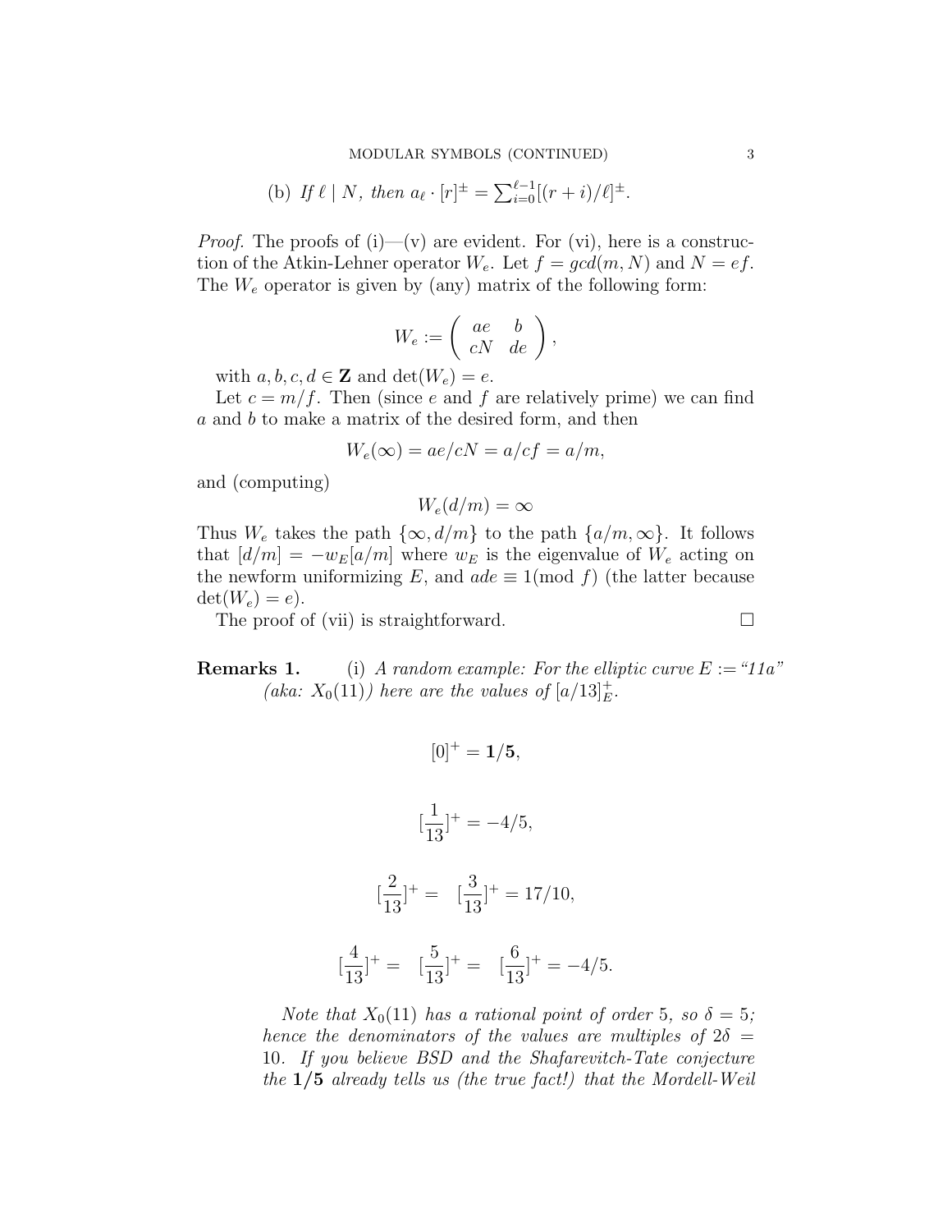(b) *If $\ell \mid N$, then $a_\ell \cdot [r]^{\pm} = \sum_{i=0}^{\ell-1}[(r+i)/\ell]^{\pm}$.*

*Proof.* The proofs of (i)—(v) are evident. For (vi), here is a construction of the Atkin-Lehner operator $W_e$. Let $f = gcd(m, N)$ and $N = ef$. The $W_e$ operator is given by (any) matrix of the following form:

$$W_e := \begin{pmatrix} ae & b \\ cN & de \end{pmatrix},$$

with $a, b, c, d \in \mathbf{Z}$ and $\det(W_e) = e$.

Let $c = m/f$. Then (since $e$ and $f$ are relatively prime) we can find $a$ and $b$ to make a matrix of the desired form, and then

$$W_e(\infty) = ae/cN = a/cf = a/m,$$

and (computing)

$$W_e(d/m) = \infty$$

Thus $W_e$ takes the path $\{\infty, d/m\}$ to the path $\{a/m, \infty\}$. It follows that $[d/m] = -w_E[a/m]$ where $w_E$ is the eigenvalue of $W_e$ acting on the newform uniformizing $E$, and $ade \equiv 1 (\text{mod } f)$ (the latter because $\det(W_e) = e$).

The proof of (vii) is straightforward. $\square$

**Remarks 1.** (i) *A random example: For the elliptic curve $E :=$ "11a" (aka: $X_0(11)$) here are the values of $[a/13]^+_E$.*

$$[0]^+ = \mathbf{1/5},$$

$$[\frac{1}{13}]^+ = -4/5,$$

$$[\frac{2}{13}]^+ = [\frac{3}{13}]^+ = 17/10,$$

$$[\frac{4}{13}]^+ = [\frac{5}{13}]^+ = [\frac{6}{13}]^+ = -4/5.$$

*Note that $X_0(11)$ has a rational point of order 5, so $\delta = 5$; hence the denominators of the values are multiples of $2\delta = 10$. If you believe BSD and the Shafarevitch-Tate conjecture the* **1/5** *already tells us (the true fact!) that the Mordell-Weil*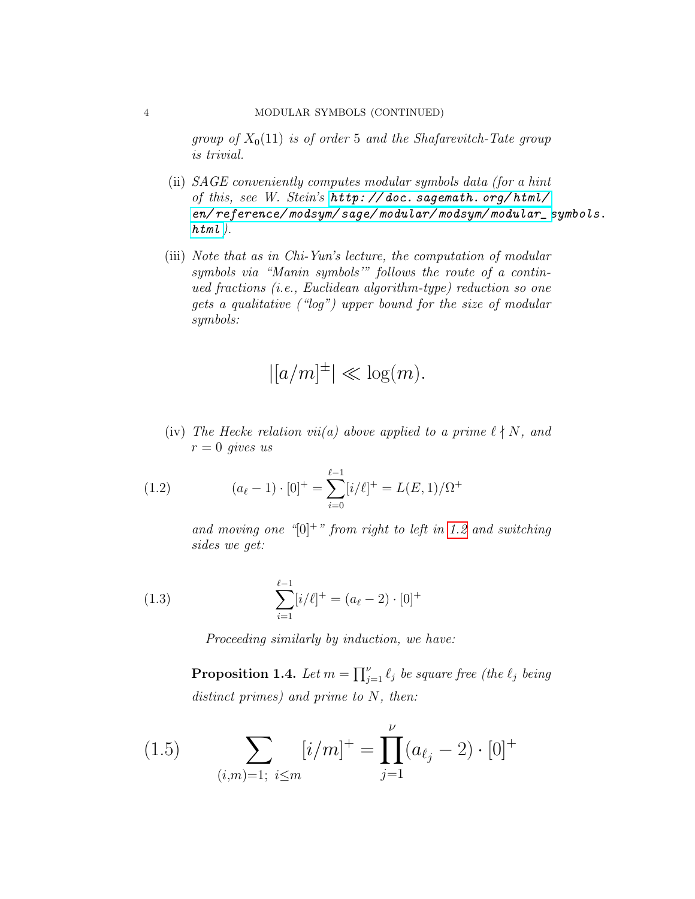*group of $X_0(11)$ is of order 5 and the Shafarevitch-Tate group is trivial.*

(ii) *SAGE conveniently computes modular symbols data (for a hint of this, see W. Stein's http://doc.sagemath.org/html/en/reference/modsym/sage/modular/modsym/modular_symbols.html).*

(iii) *Note that as in Chi-Yun's lecture, the computation of modular symbols via "Manin symbols'" follows the route of a continued fractions (i.e., Euclidean algorithm-type) reduction so one gets a qualitative ("log") upper bound for the size of modular symbols:*

$$|[a/m]^{\pm}| \ll \log(m).$$

(iv) *The Hecke relation vii(a) above applied to a prime $\ell \nmid N$, and $r = 0$ gives us*

$$(a_\ell - 1) \cdot [0]^+ = \sum_{i=0}^{\ell-1} [i/\ell]^+ = L(E,1)/\Omega^+ \tag{1.2}$$

*and moving one "$[0]^+$" from right to left in 1.2 and switching sides we get:*

$$\sum_{i=1}^{\ell-1} [i/\ell]^+ = (a_\ell - 2) \cdot [0]^+ \tag{1.3}$$

*Proceeding similarly by induction, we have:*

**Proposition 1.4.** *Let $m = \prod_{j=1}^{\nu} \ell_j$ be square free (the $\ell_j$ being distinct primes) and prime to $N$, then:*

$$\sum_{(i,m)=1;\ i \le m} [i/m]^+ = \prod_{j=1}^{\nu} (a_{\ell_j} - 2) \cdot [0]^+ \tag{1.5}$$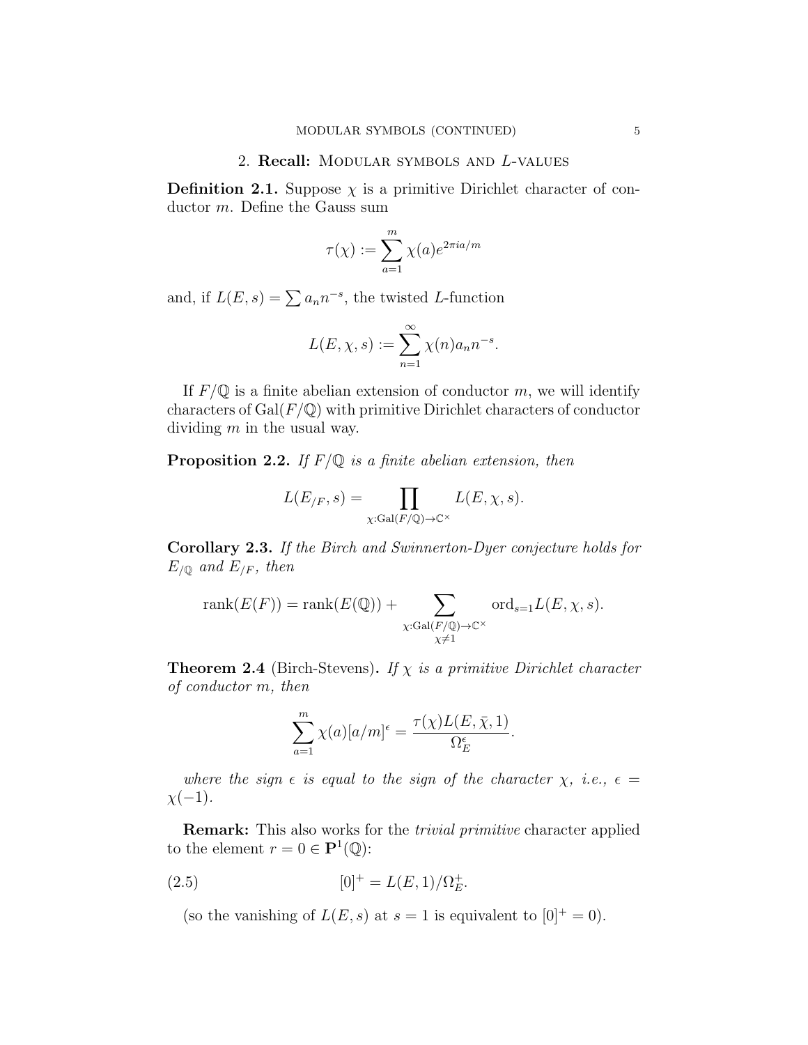## 2. **Recall:** Modular symbols and $L$-values

**Definition 2.1.** Suppose $\chi$ is a primitive Dirichlet character of conductor $m$. Define the Gauss sum

$$\tau(\chi) := \sum_{a=1}^{m} \chi(a) e^{2\pi i a/m}$$

and, if $L(E,s) = \sum a_n n^{-s}$, the twisted $L$-function

$$L(E,\chi,s) := \sum_{n=1}^{\infty} \chi(n) a_n n^{-s}.$$

If $F/\mathbb{Q}$ is a finite abelian extension of conductor $m$, we will identify characters of $\mathrm{Gal}(F/\mathbb{Q})$ with primitive Dirichlet characters of conductor dividing $m$ in the usual way.

**Proposition 2.2.** *If $F/\mathbb{Q}$ is a finite abelian extension, then*

$$L(E_{/F}, s) = \prod_{\chi:\mathrm{Gal}(F/\mathbb{Q})\to\mathbb{C}^\times} L(E,\chi,s).$$

**Corollary 2.3.** *If the Birch and Swinnerton-Dyer conjecture holds for $E_{/\mathbb{Q}}$ and $E_{/F}$, then*

$$\mathrm{rank}(E(F)) = \mathrm{rank}(E(\mathbb{Q})) + \sum_{\substack{\chi:\mathrm{Gal}(F/\mathbb{Q})\to\mathbb{C}^\times \\ \chi\neq 1}} \mathrm{ord}_{s=1} L(E,\chi,s).$$

**Theorem 2.4** (Birch-Stevens)**.** *If $\chi$ is a primitive Dirichlet character of conductor $m$, then*

$$\sum_{a=1}^{m} \chi(a)[a/m]^{\epsilon} = \frac{\tau(\chi) L(E,\bar{\chi},1)}{\Omega_E^{\epsilon}}.$$

*where the sign $\epsilon$ is equal to the sign of the character $\chi$, i.e., $\epsilon = \chi(-1)$.*

**Remark:** This also works for the *trivial primitive* character applied to the element $r = 0 \in \mathbf{P}^1(\mathbb{Q})$:

$$[0]^+ = L(E,1)/\Omega_E^+. \tag{2.5}$$

(so the vanishing of $L(E,s)$ at $s=1$ is equivalent to $[0]^+ = 0$).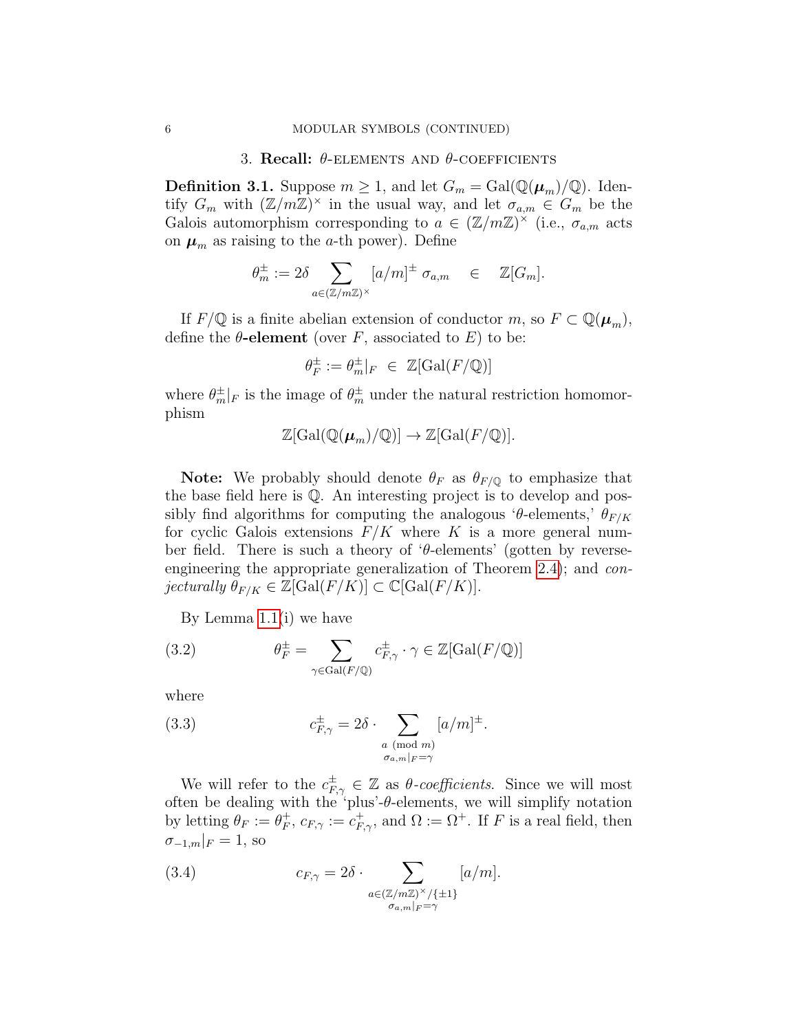## 3. Recall: $\theta$-elements and $\theta$-coefficients

**Definition 3.1.** Suppose $m \geq 1$, and let $G_m = \mathrm{Gal}(\mathbb{Q}(\boldsymbol{\mu}_m)/\mathbb{Q})$. Identify $G_m$ with $(\mathbb{Z}/m\mathbb{Z})^\times$ in the usual way, and let $\sigma_{a,m} \in G_m$ be the Galois automorphism corresponding to $a \in (\mathbb{Z}/m\mathbb{Z})^\times$ (i.e., $\sigma_{a,m}$ acts on $\boldsymbol{\mu}_m$ as raising to the $a$-th power). Define

$$\theta_m^\pm := 2\delta \sum_{a \in (\mathbb{Z}/m\mathbb{Z})^\times} [a/m]^\pm \, \sigma_{a,m} \quad \in \quad \mathbb{Z}[G_m].$$

If $F/\mathbb{Q}$ is a finite abelian extension of conductor $m$, so $F \subset \mathbb{Q}(\boldsymbol{\mu}_m)$, define the $\theta$-**element** (over $F$, associated to $E$) to be:

$$\theta_F^\pm := \theta_m^\pm|_F \;\in\; \mathbb{Z}[\mathrm{Gal}(F/\mathbb{Q})]$$

where $\theta_m^\pm|_F$ is the image of $\theta_m^\pm$ under the natural restriction homomorphism

$$\mathbb{Z}[\mathrm{Gal}(\mathbb{Q}(\boldsymbol{\mu}_m)/\mathbb{Q})] \to \mathbb{Z}[\mathrm{Gal}(F/\mathbb{Q})].$$

**Note:** We probably should denote $\theta_F$ as $\theta_{F/\mathbb{Q}}$ to emphasize that the base field here is $\mathbb{Q}$. An interesting project is to develop and possibly find algorithms for computing the analogous '$\theta$-elements,' $\theta_{F/K}$ for cyclic Galois extensions $F/K$ where $K$ is a more general number field. There is such a theory of '$\theta$-elements' (gotten by reverse-engineering the appropriate generalization of Theorem 2.4); and *conjecturally* $\theta_{F/K} \in \mathbb{Z}[\mathrm{Gal}(F/K)] \subset \mathbb{C}[\mathrm{Gal}(F/K)]$.

By Lemma 1.1(i) we have

$$\theta_F^\pm = \sum_{\gamma \in \mathrm{Gal}(F/\mathbb{Q})} c_{F,\gamma}^\pm \cdot \gamma \in \mathbb{Z}[\mathrm{Gal}(F/\mathbb{Q})] \tag{3.2}$$

where

$$c_{F,\gamma}^\pm = 2\delta \cdot \sum_{\substack{a \pmod{m} \\ \sigma_{a,m}|_F = \gamma}} [a/m]^\pm. \tag{3.3}$$

We will refer to the $c_{F,\gamma}^\pm \in \mathbb{Z}$ as *$\theta$-coefficients*. Since we will most often be dealing with the 'plus'-$\theta$-elements, we will simplify notation by letting $\theta_F := \theta_F^+$, $c_{F,\gamma} := c_{F,\gamma}^+$, and $\Omega := \Omega^+$. If $F$ is a real field, then $\sigma_{-1,m}|_F = 1$, so

$$c_{F,\gamma} = 2\delta \cdot \sum_{\substack{a \in (\mathbb{Z}/m\mathbb{Z})^\times/\{\pm 1\} \\ \sigma_{a,m}|_F = \gamma}} [a/m]. \tag{3.4}$$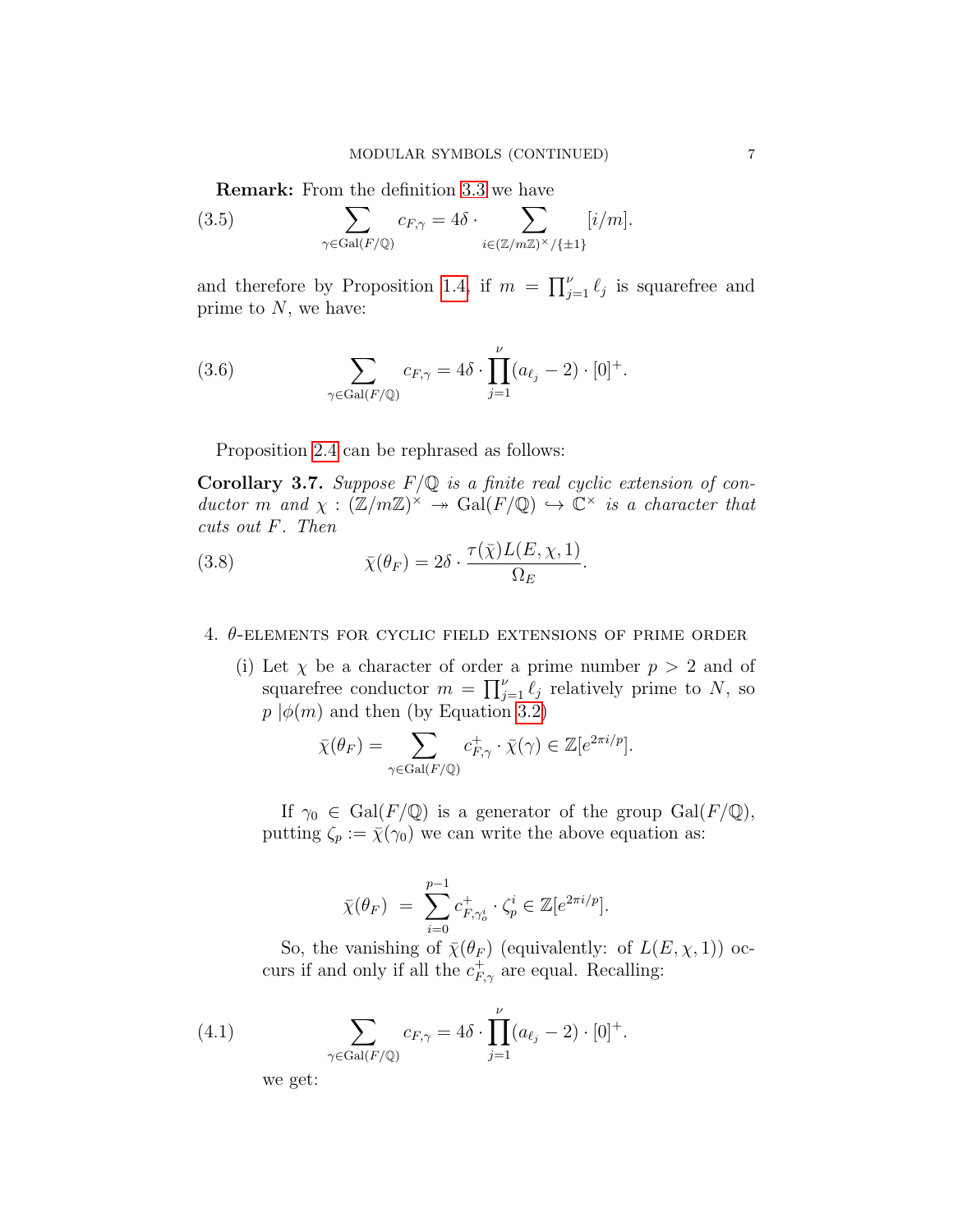**Remark:** From the definition 3.3 we have

$$\sum_{\gamma \in \mathrm{Gal}(F/\mathbb{Q})} c_{F,\gamma} = 4\delta \cdot \sum_{i \in (\mathbb{Z}/m\mathbb{Z})^\times/\{\pm 1\}} [i/m]. \tag{3.5}$$

and therefore by Proposition 1.4, if $m = \prod_{j=1}^{\nu} \ell_j$ is squarefree and prime to $N$, we have:

$$\sum_{\gamma \in \mathrm{Gal}(F/\mathbb{Q})} c_{F,\gamma} = 4\delta \cdot \prod_{j=1}^{\nu} (a_{\ell_j} - 2) \cdot [0]^+. \tag{3.6}$$

Proposition 2.4 can be rephrased as follows:

**Corollary 3.7.** *Suppose $F/\mathbb{Q}$ is a finite real cyclic extension of conductor $m$ and $\chi : (\mathbb{Z}/m\mathbb{Z})^\times \twoheadrightarrow \mathrm{Gal}(F/\mathbb{Q}) \hookrightarrow \mathbb{C}^\times$ is a character that cuts out $F$. Then*

$$\bar{\chi}(\theta_F) = 2\delta \cdot \frac{\tau(\bar{\chi}) L(E, \chi, 1)}{\Omega_E}. \tag{3.8}$$

## 4. $\theta$-elements for cyclic field extensions of prime order

(i) Let $\chi$ be a character of order a prime number $p > 2$ and of squarefree conductor $m = \prod_{j=1}^{\nu} \ell_j$ relatively prime to $N$, so $p \mid \phi(m)$ and then (by Equation 3.2)

$$\bar{\chi}(\theta_F) = \sum_{\gamma \in \mathrm{Gal}(F/\mathbb{Q})} c^+_{F,\gamma} \cdot \bar{\chi}(\gamma) \in \mathbb{Z}[e^{2\pi i/p}].$$

If $\gamma_0 \in \mathrm{Gal}(F/\mathbb{Q})$ is a generator of the group $\mathrm{Gal}(F/\mathbb{Q})$, putting $\zeta_p := \bar{\chi}(\gamma_0)$ we can write the above equation as:

$$\bar{\chi}(\theta_F) \;=\; \sum_{i=0}^{p-1} c^+_{F,\gamma_o^i} \cdot \zeta_p^i \in \mathbb{Z}[e^{2\pi i/p}].$$

So, the vanishing of $\bar{\chi}(\theta_F)$ (equivalently: of $L(E, \chi, 1)$) occurs if and only if all the $c^+_{F,\gamma}$ are equal. Recalling:

$$\sum_{\gamma \in \mathrm{Gal}(F/\mathbb{Q})} c_{F,\gamma} = 4\delta \cdot \prod_{j=1}^{\nu} (a_{\ell_j} - 2) \cdot [0]^+. \tag{4.1}$$

we get: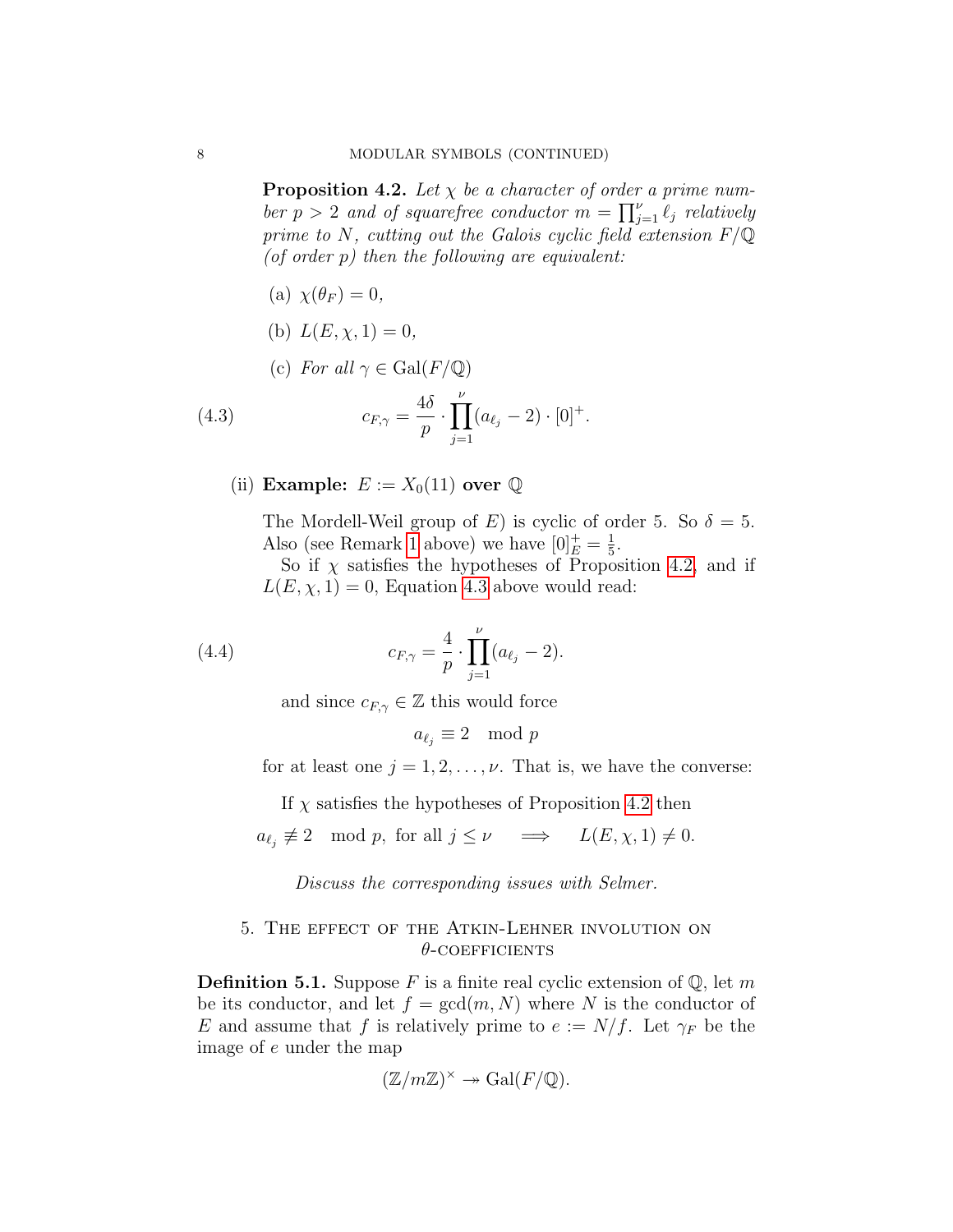**Proposition 4.2.** *Let $\chi$ be a character of order a prime number $p > 2$ and of squarefree conductor $m = \prod_{j=1}^{\nu} \ell_j$ relatively prime to $N$, cutting out the Galois cyclic field extension $F/\mathbb{Q}$ (of order $p$) then the following are equivalent:*

(a) $\chi(\theta_F) = 0$,

(b) $L(E, \chi, 1) = 0$,

(c) *For all* $\gamma \in \mathrm{Gal}(F/\mathbb{Q})$

$$c_{F,\gamma} = \frac{4\delta}{p} \cdot \prod_{j=1}^{\nu} (a_{\ell_j} - 2) \cdot [0]^+. \tag{4.3}$$

(ii) **Example:** $E := X_0(11)$ **over** $\mathbb{Q}$

The Mordell-Weil group of $E$) is cyclic of order 5. So $\delta = 5$. Also (see Remark 1 above) we have $[0]^+_E = \frac{1}{5}$.

So if $\chi$ satisfies the hypotheses of Proposition 4.2, and if $L(E, \chi, 1) = 0$, Equation 4.3 above would read:

$$c_{F,\gamma} = \frac{4}{p} \cdot \prod_{j=1}^{\nu} (a_{\ell_j} - 2). \tag{4.4}$$

and since $c_{F,\gamma} \in \mathbb{Z}$ this would force

$$a_{\ell_j} \equiv 2 \mod p$$

for at least one $j = 1, 2, \ldots, \nu$. That is, we have the converse:

If $\chi$ satisfies the hypotheses of Proposition 4.2 then

$$a_{\ell_j} \not\equiv 2 \mod p, \text{ for all } j \leq \nu \quad \Longrightarrow \quad L(E, \chi, 1) \neq 0.$$

*Discuss the corresponding issues with Selmer.*

## 5. The effect of the Atkin-Lehner involution on $\theta$-coefficients

**Definition 5.1.** Suppose $F$ is a finite real cyclic extension of $\mathbb{Q}$, let $m$ be its conductor, and let $f = \gcd(m, N)$ where $N$ is the conductor of $E$ and assume that $f$ is relatively prime to $e := N/f$. Let $\gamma_F$ be the image of $e$ under the map

$$(\mathbb{Z}/m\mathbb{Z})^\times \twoheadrightarrow \mathrm{Gal}(F/\mathbb{Q}).$$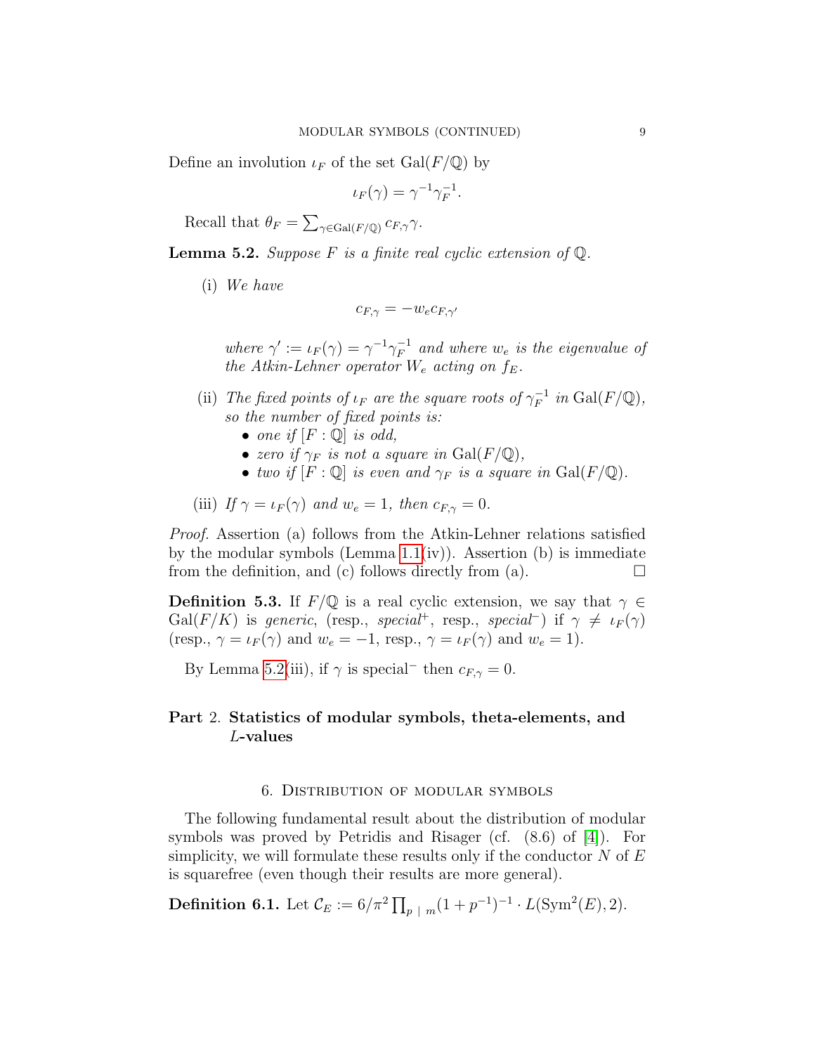Define an involution $\iota_F$ of the set $\mathrm{Gal}(F/\mathbb{Q})$ by

$$\iota_F(\gamma) = \gamma^{-1}\gamma_F^{-1}.$$

Recall that $\theta_F = \sum_{\gamma\in\mathrm{Gal}(F/\mathbb{Q})} c_{F,\gamma}\gamma$.

**Lemma 5.2.** *Suppose $F$ is a finite real cyclic extension of $\mathbb{Q}$.*

(i) *We have*

$$c_{F,\gamma} = -w_e c_{F,\gamma'}$$

*where $\gamma' := \iota_F(\gamma) = \gamma^{-1}\gamma_F^{-1}$ and where $w_e$ is the eigenvalue of the Atkin-Lehner operator $W_e$ acting on $f_E$.*

(ii) *The fixed points of $\iota_F$ are the square roots of $\gamma_F^{-1}$ in $\mathrm{Gal}(F/\mathbb{Q})$, so the number of fixed points is:*
- *one if $[F:\mathbb{Q}]$ is odd,*
- *zero if $\gamma_F$ is not a square in $\mathrm{Gal}(F/\mathbb{Q})$,*
- *two if $[F:\mathbb{Q}]$ is even and $\gamma_F$ is a square in $\mathrm{Gal}(F/\mathbb{Q})$.*

(iii) *If $\gamma = \iota_F(\gamma)$ and $w_e = 1$, then $c_{F,\gamma} = 0$.*

*Proof.* Assertion (a) follows from the Atkin-Lehner relations satisfied by the modular symbols (Lemma 1.1(iv)). Assertion (b) is immediate from the definition, and (c) follows directly from (a). $\square$

**Definition 5.3.** If $F/\mathbb{Q}$ is a real cyclic extension, we say that $\gamma \in \mathrm{Gal}(F/K)$ is *generic*, (resp., *special*$^+$, resp., *special*$^-$) if $\gamma \neq \iota_F(\gamma)$ (resp., $\gamma = \iota_F(\gamma)$ and $w_e = -1$, resp., $\gamma = \iota_F(\gamma)$ and $w_e = 1$).

By Lemma 5.2(iii), if $\gamma$ is special$^-$ then $c_{F,\gamma} = 0$.

# Part 2. Statistics of modular symbols, theta-elements, and $L$-values

## 6. Distribution of modular symbols

The following fundamental result about the distribution of modular symbols was proved by Petridis and Risager (cf. (8.6) of [4]). For simplicity, we will formulate these results only if the conductor $N$ of $E$ is squarefree (even though their results are more general).

**Definition 6.1.** Let $\mathcal{C}_E := 6/\pi^2 \prod_{p\,\mid\, m}(1+p^{-1})^{-1} \cdot L(\mathrm{Sym}^2(E), 2)$.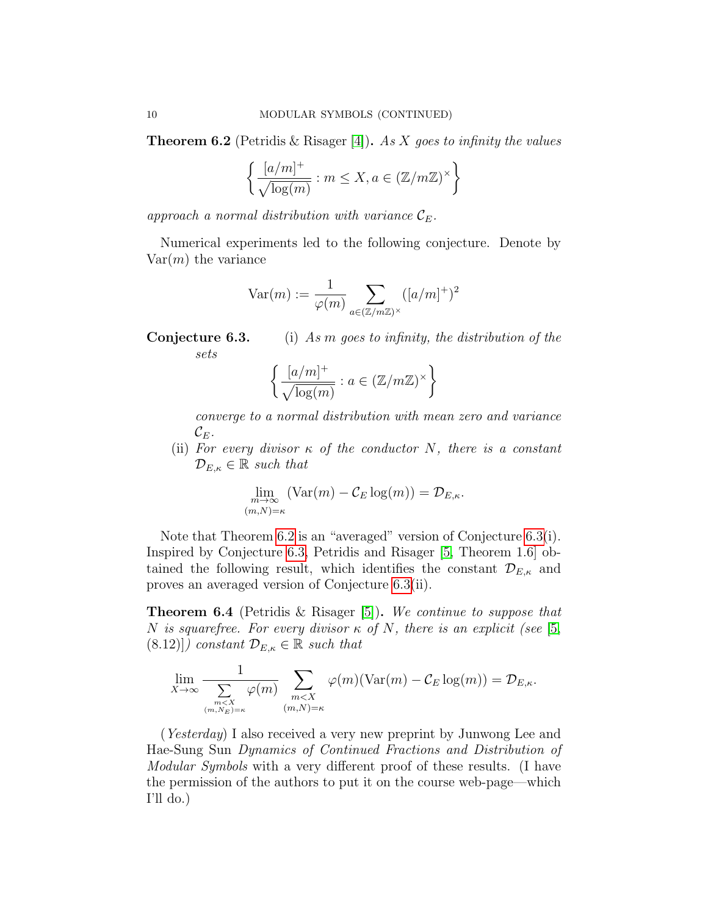**Theorem 6.2** (Petridis & Risager [4])**.** *As $X$ goes to infinity the values*

$$\left\{ \frac{[a/m]^+}{\sqrt{\log(m)}} : m \leq X, a \in (\mathbb{Z}/m\mathbb{Z})^\times \right\}$$

*approach a normal distribution with variance $\mathcal{C}_E$.*

Numerical experiments led to the following conjecture. Denote by $\mathrm{Var}(m)$ the variance

$$\mathrm{Var}(m) := \frac{1}{\varphi(m)} \sum_{a \in (\mathbb{Z}/m\mathbb{Z})^\times} ([a/m]^+)^2$$

**Conjecture 6.3.**

(i) *As $m$ goes to infinity, the distribution of the sets*

$$\left\{ \frac{[a/m]^+}{\sqrt{\log(m)}} : a \in (\mathbb{Z}/m\mathbb{Z})^\times \right\}$$

*converge to a normal distribution with mean zero and variance $\mathcal{C}_E$.*

(ii) *For every divisor $\kappa$ of the conductor $N$, there is a constant $\mathcal{D}_{E,\kappa} \in \mathbb{R}$ such that*

$$\lim_{\substack{m \to \infty \\ (m,N)=\kappa}} \left(\mathrm{Var}(m) - \mathcal{C}_E \log(m)\right) = \mathcal{D}_{E,\kappa}.$$

Note that Theorem 6.2 is an "averaged" version of Conjecture 6.3(i). Inspired by Conjecture 6.3, Petridis and Risager [5, Theorem 1.6] obtained the following result, which identifies the constant $\mathcal{D}_{E,\kappa}$ and proves an averaged version of Conjecture 6.3(ii).

**Theorem 6.4** (Petridis & Risager [5])**.** *We continue to suppose that $N$ is squarefree. For every divisor $\kappa$ of $N$, there is an explicit (see [5, (8.12)]) constant $\mathcal{D}_{E,\kappa} \in \mathbb{R}$ such that*

$$\lim_{X \to \infty} \frac{1}{\sum\limits_{\substack{m<X \\ (m,N_E)=\kappa}} \varphi(m)} \sum_{\substack{m<X \\ (m,N)=\kappa}} \varphi(m)\left(\mathrm{Var}(m) - \mathcal{C}_E \log(m)\right) = \mathcal{D}_{E,\kappa}.$$

(*Yesterday*) I also received a very new preprint by Junwong Lee and Hae-Sung Sun *Dynamics of Continued Fractions and Distribution of Modular Symbols* with a very different proof of these results. (I have the permission of the authors to put it on the course web-page—which I'll do.)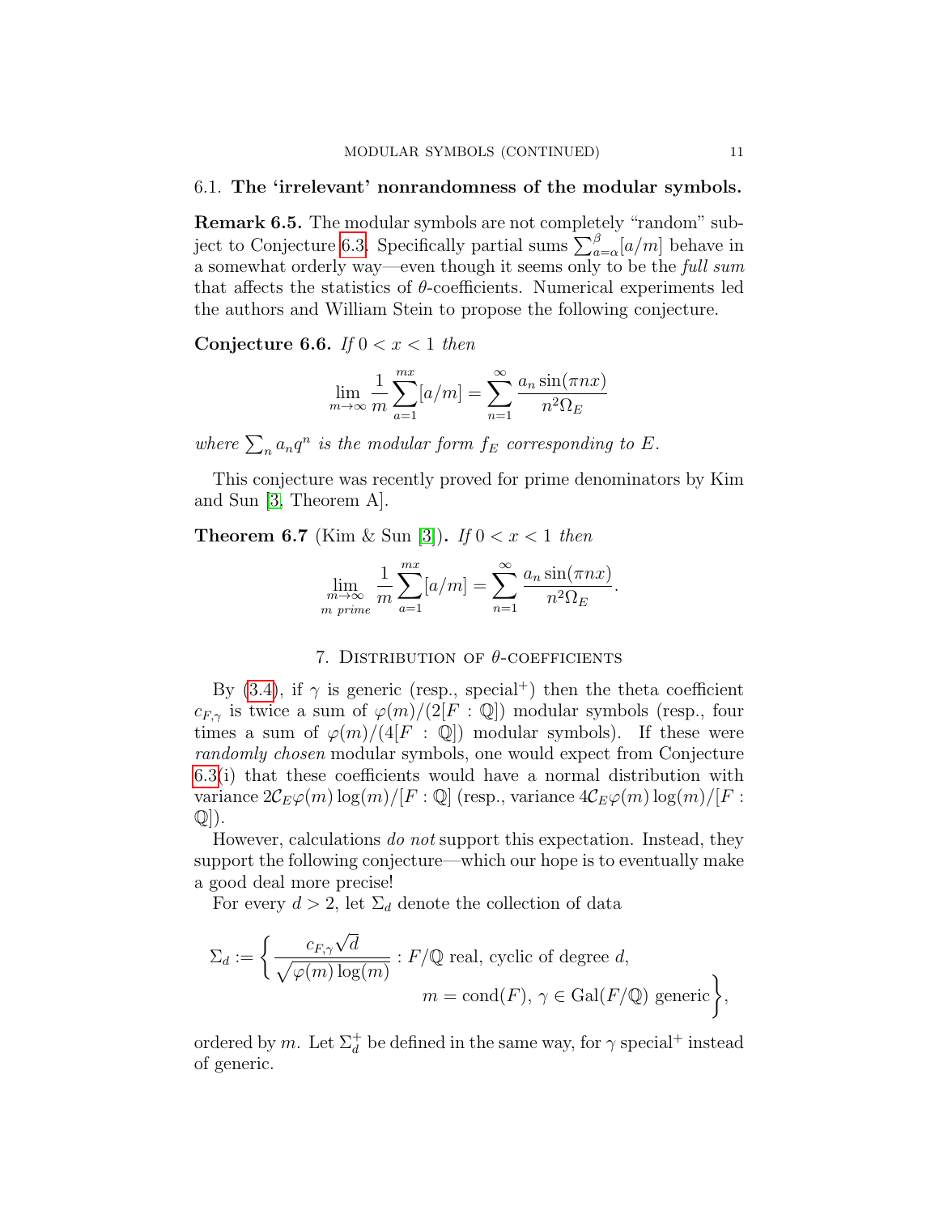### 6.1. The 'irrelevant' nonrandomness of the modular symbols.

**Remark 6.5.** The modular symbols are not completely "random" subject to Conjecture 6.3. Specifically partial sums $\sum_{a=\alpha}^{\beta}[a/m]$ behave in a somewhat orderly way—even though it seems only to be the *full sum* that affects the statistics of $\theta$-coefficients. Numerical experiments led the authors and William Stein to propose the following conjecture.

**Conjecture 6.6.** *If $0 < x < 1$ then*

$$\lim_{m\to\infty} \frac{1}{m}\sum_{a=1}^{mx}[a/m] = \sum_{n=1}^{\infty} \frac{a_n \sin(\pi n x)}{n^2 \Omega_E}$$

*where $\sum_n a_n q^n$ is the modular form $f_E$ corresponding to $E$.*

This conjecture was recently proved for prime denominators by Kim and Sun [3, Theorem A].

**Theorem 6.7** (Kim & Sun [3])**.** *If $0 < x < 1$ then*

$$\lim_{\substack{m\to\infty \\ m \text{ prime}}} \frac{1}{m}\sum_{a=1}^{mx}[a/m] = \sum_{n=1}^{\infty} \frac{a_n \sin(\pi n x)}{n^2 \Omega_E}.$$

## 7. Distribution of $\theta$-coefficients

By (3.4), if $\gamma$ is generic (resp., special$^+$) then the theta coefficient $c_{F,\gamma}$ is twice a sum of $\varphi(m)/(2[F:\mathbb{Q}])$ modular symbols (resp., four times a sum of $\varphi(m)/(4[F:\mathbb{Q}])$ modular symbols). If these were *randomly chosen* modular symbols, one would expect from Conjecture 6.3(i) that these coefficients would have a normal distribution with variance $2\mathcal{C}_E\varphi(m)\log(m)/[F:\mathbb{Q}]$ (resp., variance $4\mathcal{C}_E\varphi(m)\log(m)/[F:\mathbb{Q}]$).

However, calculations *do not* support this expectation. Instead, they support the following conjecture—which our hope is to eventually make a good deal more precise!

For every $d > 2$, let $\Sigma_d$ denote the collection of data

$$\Sigma_d := \left\{ \frac{c_{F,\gamma}\sqrt{d}}{\sqrt{\varphi(m)\log(m)}} : F/\mathbb{Q} \text{ real, cyclic of degree } d, \; m = \mathrm{cond}(F),\, \gamma \in \mathrm{Gal}(F/\mathbb{Q}) \text{ generic} \right\},$$

ordered by $m$. Let $\Sigma_d^+$ be defined in the same way, for $\gamma$ special$^+$ instead of generic.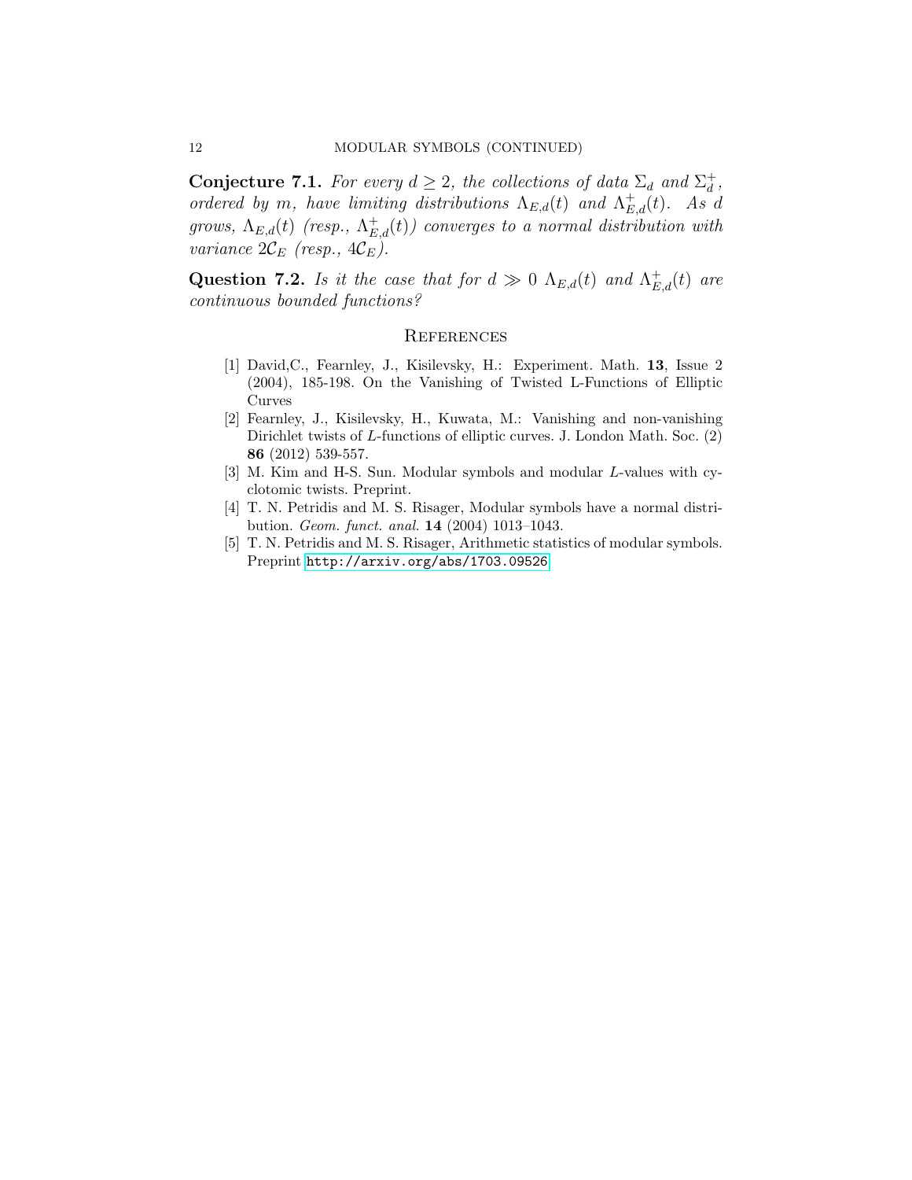**Conjecture 7.1.** *For every $d \geq 2$, the collections of data $\Sigma_d$ and $\Sigma_d^+$, ordered by $m$, have limiting distributions $\Lambda_{E,d}(t)$ and $\Lambda_{E,d}^+(t)$. As $d$ grows, $\Lambda_{E,d}(t)$ (resp., $\Lambda_{E,d}^+(t)$) converges to a normal distribution with variance $2\mathcal{C}_E$ (resp., $4\mathcal{C}_E$).*

**Question 7.2.** *Is it the case that for $d \gg 0$ $\Lambda_{E,d}(t)$ and $\Lambda_{E,d}^+(t)$ are continuous bounded functions?*

## References

[1] David,C., Fearnley, J., Kisilevsky, H.: Experiment. Math. **13**, Issue 2 (2004), 185-198. On the Vanishing of Twisted L-Functions of Elliptic Curves

[2] Fearnley, J., Kisilevsky, H., Kuwata, M.: Vanishing and non-vanishing Dirichlet twists of $L$-functions of elliptic curves. J. London Math. Soc. (2) **86** (2012) 539-557.

[3] M. Kim and H-S. Sun. Modular symbols and modular $L$-values with cyclotomic twists. Preprint.

[4] T. N. Petridis and M. S. Risager, Modular symbols have a normal distribution. *Geom. funct. anal.* **14** (2004) 1013–1043.

[5] T. N. Petridis and M. S. Risager, Arithmetic statistics of modular symbols. Preprint http://arxiv.org/abs/1703.09526